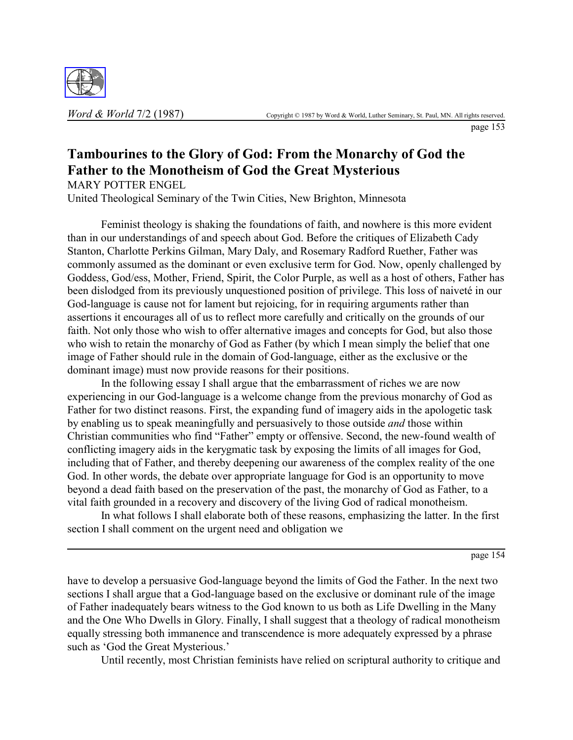# Tambourines to the Glory of God: From the Monarchy of God the Father to the Monotheism of God the Great Mysterious

MARY POTTER ENGEL

United Theological Seminary of the Twin Cities, New Brighton, Minnesota

Feminist theology is shaking the foundations of faith, and nowhere is this more evident than in our understandings of and speech about God. Before the critiques of Elizabeth Cady Stanton, Charlotte Perkins Gilman, Mary Daly, and Rosemary Radford Ruether, Father was commonly assumed as the dominant or even exclusive term for God. Now, openly challenged by Goddess, God/ess, Mother, Friend, Spirit, the Color Purple, as well as a host of others, Father has been dislodged from its previously unquestioned position of privilege. This loss of naiveté in our God-language is cause not for lament but rejoicing, for in requiring arguments rather than assertions it encourages all of us to reflect more carefully and critically on the grounds of our faith. Not only those who wish to offer alternative images and concepts for God, but also those who wish to retain the monarchy of God as Father (by which I mean simply the belief that one image of Father should rule in the domain of God-language, either as the exclusive or the dominant image) must now provide reasons for their positions.

In the following essay I shall argue that the embarrassment of riches we are now experiencing in our God-language is a welcome change from the previous monarchy of God as Father for two distinct reasons. First, the expanding fund of imagery aids in the apologetic task by enabling us to speak meaningfully and persuasively to those outside *and* those within Christian communities who find "Father" empty or offensive. Second, the new-found wealth of conflicting imagery aids in the kerygmatic task by exposing the limits of all images for God, including that of Father, and thereby deepening our awareness of the complex reality of the one God. In other words, the debate over appropriate language for God is an opportunity to move beyond a dead faith based on the preservation of the past, the monarchy of God as Father, to a vital faith grounded in a recovery and discovery of the living God of radical monotheism.

In what follows I shall elaborate both of these reasons, emphasizing the latter. In the first section I shall comment on the urgent need and obligation we have to develop a persuasive God-language beyond the limits of God the Father. In the next two sections I shall argue that a God-language based on the exclusive or dominant rule of the image of Father inadequately bears witness to the God known to us both as Life Dwelling in the Many and the One Who Dwells in Glory. Finally, I shall suggest that a theology of radical monotheism equally stressing both immanence and transcendence is more adequately expressed by a phrase such as 'God the Great Mysterious.'

Until recently, most Christian feminists have relied on scriptural authority to critique and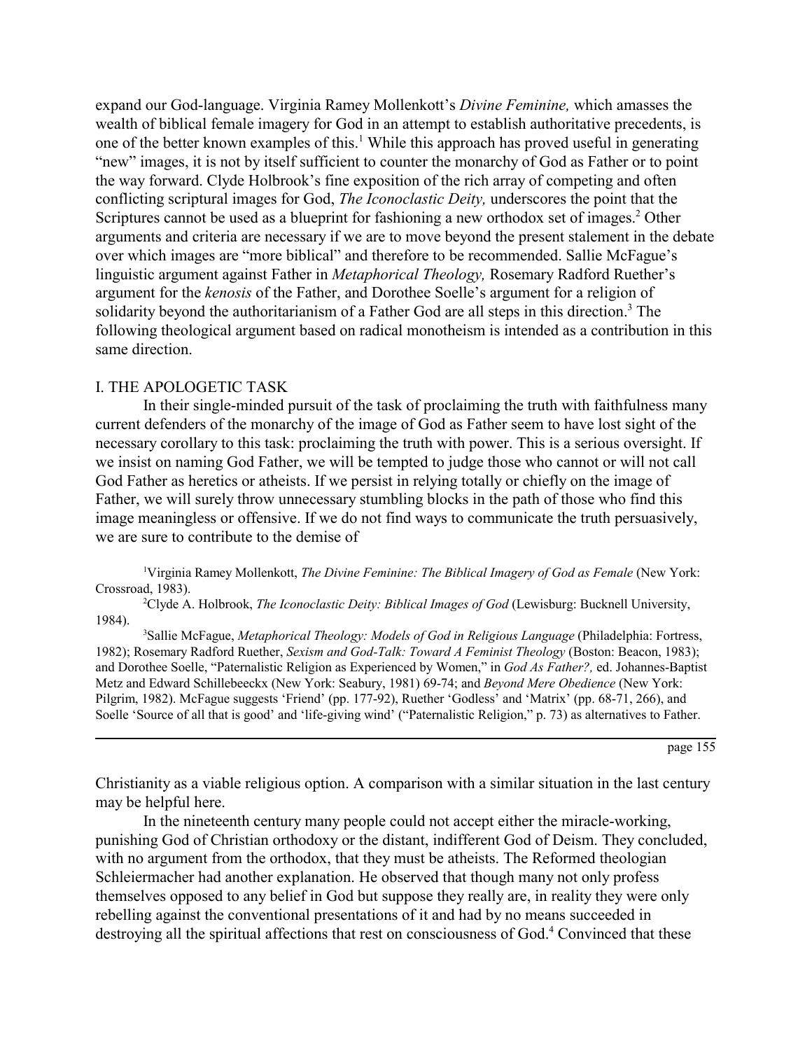expand our God-language. Virginia Ramey Mollenkott's *Divine Feminine,* which amasses the wealth of biblical female imagery for God in an attempt to establish authoritative precedents, is one of the better known examples of this.[1] While this approach has proved useful in generating "new" images, it is not by itself sufficient to counter the monarchy of God as Father or to point the way forward. Clyde Holbrook's fine exposition of the rich array of competing and often conflicting scriptural images for God, *The Iconoclastic Deity,* underscores the point that the Scriptures cannot be used as a blueprint for fashioning a new orthodox set of images.[2] Other arguments and criteria are necessary if we are to move beyond the present stalement in the debate over which images are "more biblical" and therefore to be recommended. Sallie McFague's linguistic argument against Father in *Metaphorical Theology,* Rosemary Radford Ruether's argument for the *kenosis* of the Father, and Dorothee Soelle's argument for a religion of solidarity beyond the authoritarianism of a Father God are all steps in this direction.[3] The following theological argument based on radical monotheism is intended as a contribution in this same direction.

## I. THE APOLOGETIC TASK

In their single-minded pursuit of the task of proclaiming the truth with faithfulness many current defenders of the monarchy of the image of God as Father seem to have lost sight of the necessary corollary to this task: proclaiming the truth with power. This is a serious oversight. If we insist on naming God Father, we will be tempted to judge those who cannot or will not call God Father as heretics or atheists. If we persist in relying totally or chiefly on the image of Father, we will surely throw unnecessary stumbling blocks in the path of those who find this image meaningless or offensive. If we do not find ways to communicate the truth persuasively, we are sure to contribute to the demise of Christianity as a viable religious option. A comparison with a similar situation in the last century may be helpful here.

In the nineteenth century many people could not accept either the miracle-working, punishing God of Christian orthodoxy or the distant, indifferent God of Deism. They concluded, with no argument from the orthodox, that they must be atheists. The Reformed theologian Schleiermacher had another explanation. He observed that though many not only profess themselves opposed to any belief in God but suppose they really are, in reality they were only rebelling against the conventional presentations of it and had by no means succeeded in destroying all the spiritual affections that rest on consciousness of God.[4] Convinced that these

---

[1] Virginia Ramey Mollenkott, *The Divine Feminine: The Biblical Imagery of God as Female* (New York: Crossroad, 1983).

[2] Clyde A. Holbrook, *The Iconoclastic Deity: Biblical Images of God* (Lewisburg: Bucknell University, 1984).

[3] Sallie McFague, *Metaphorical Theology: Models of God in Religious Language* (Philadelphia: Fortress, 1982); Rosemary Radford Ruether, *Sexism and God-Talk: Toward A Feminist Theology* (Boston: Beacon, 1983); and Dorothee Soelle, "Paternalistic Religion as Experienced by Women," in *God As Father?,* ed. Johannes-Baptist Metz and Edward Schillebeeckx (New York: Seabury, 1981) 69-74; and *Beyond Mere Obedience* (New York: Pilgrim, 1982). McFague suggests 'Friend' (pp. 177-92), Ruether 'Godless' and 'Matrix' (pp. 68-71, 266), and Soelle 'Source of all that is good' and 'life-giving wind' ("Paternalistic Religion," p. 73) as alternatives to Father.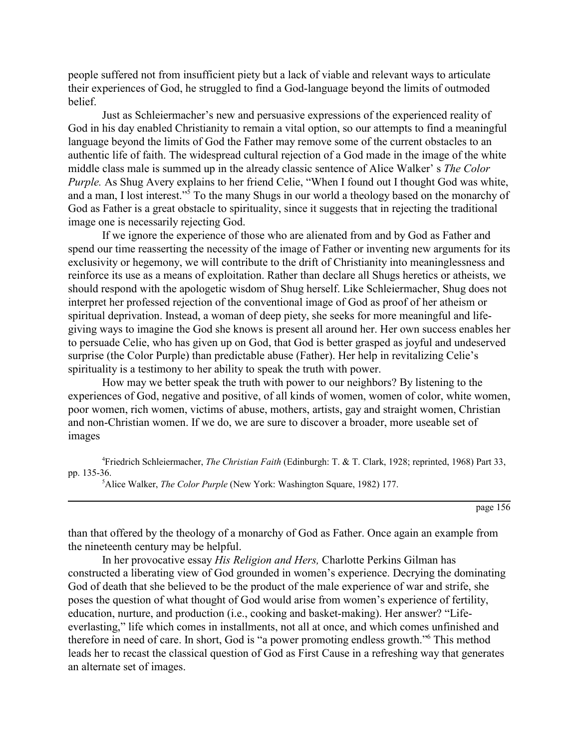people suffered not from insufficient piety but a lack of viable and relevant ways to articulate their experiences of God, he struggled to find a God-language beyond the limits of outmoded belief.

Just as Schleiermacher's new and persuasive expressions of the experienced reality of God in his day enabled Christianity to remain a vital option, so our attempts to find a meaningful language beyond the limits of God the Father may remove some of the current obstacles to an authentic life of faith. The widespread cultural rejection of a God made in the image of the white middle class male is summed up in the already classic sentence of Alice Walker' s *The Color Purple.* As Shug Avery explains to her friend Celie, "When I found out I thought God was white, and a man, I lost interest."[5] To the many Shugs in our world a theology based on the monarchy of God as Father is a great obstacle to spirituality, since it suggests that in rejecting the traditional image one is necessarily rejecting God.

If we ignore the experience of those who are alienated from and by God as Father and spend our time reasserting the necessity of the image of Father or inventing new arguments for its exclusivity or hegemony, we will contribute to the drift of Christianity into meaninglessness and reinforce its use as a means of exploitation. Rather than declare all Shugs heretics or atheists, we should respond with the apologetic wisdom of Shug herself. Like Schleiermacher, Shug does not interpret her professed rejection of the conventional image of God as proof of her atheism or spiritual deprivation. Instead, a woman of deep piety, she seeks for more meaningful and life-giving ways to imagine the God she knows is present all around her. Her own success enables her to persuade Celie, who has given up on God, that God is better grasped as joyful and undeserved surprise (the Color Purple) than predictable abuse (Father). Her help in revitalizing Celie's spirituality is a testimony to her ability to speak the truth with power.

How may we better speak the truth with power to our neighbors? By listening to the experiences of God, negative and positive, of all kinds of women, women of color, white women, poor women, rich women, victims of abuse, mothers, artists, gay and straight women, Christian and non-Christian women. If we do, we are sure to discover a broader, more useable set of images than that offered by the theology of a monarchy of God as Father. Once again an example from the nineteenth century may be helpful.

In her provocative essay *His Religion and Hers,* Charlotte Perkins Gilman has constructed a liberating view of God grounded in women's experience. Decrying the dominating God of death that she believed to be the product of the male experience of war and strife, she poses the question of what thought of God would arise from women's experience of fertility, education, nurture, and production (i.e., cooking and basket-making). Her answer? "Life-everlasting," life which comes in installments, not all at once, and which comes unfinished and therefore in need of care. In short, God is "a power promoting endless growth."[6] This method leads her to recast the classical question of God as First Cause in a refreshing way that generates an alternate set of images.

---

[4] Friedrich Schleiermacher, *The Christian Faith* (Edinburgh: T. & T. Clark, 1928; reprinted, 1968) Part 33, pp. 135-36.

[5] Alice Walker, *The Color Purple* (New York: Washington Square, 1982) 177.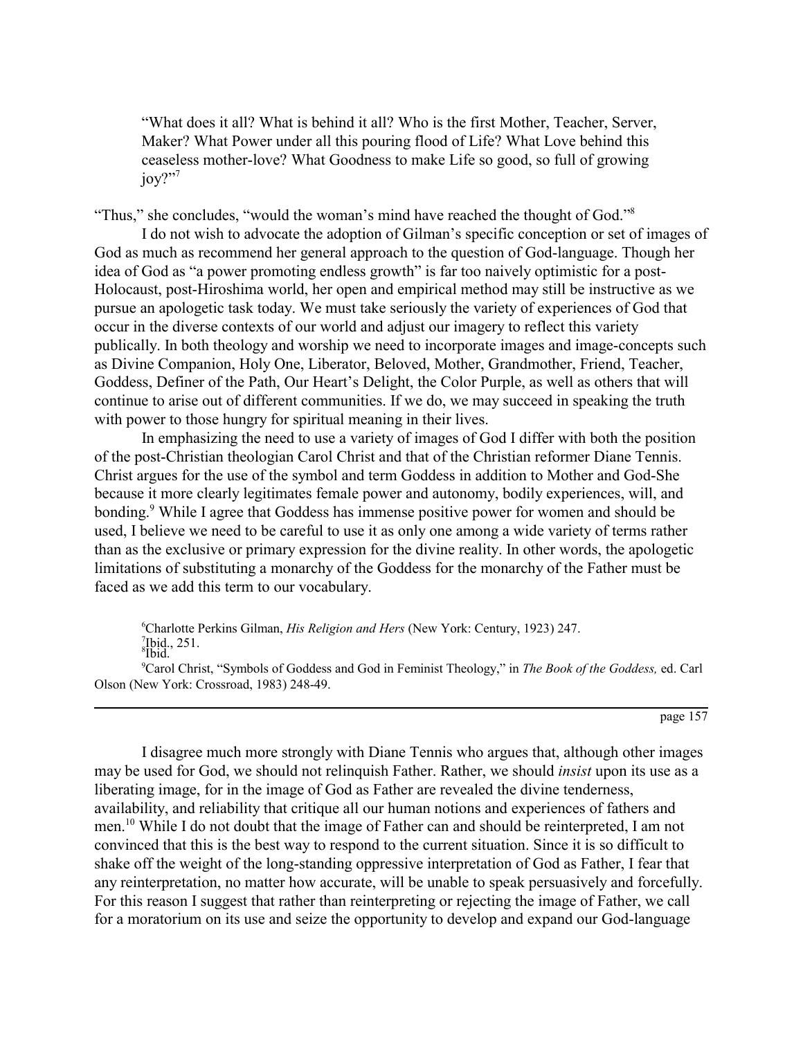> "What does it all? What is behind it all? Who is the first Mother, Teacher, Server, Maker? What Power under all this pouring flood of Life? What Love behind this ceaseless mother-love? What Goodness to make Life so good, so full of growing joy?"[7]

"Thus," she concludes, "would the woman's mind have reached the thought of God."[8]

I do not wish to advocate the adoption of Gilman's specific conception or set of images of God as much as recommend her general approach to the question of God-language. Though her idea of God as "a power promoting endless growth" is far too naively optimistic for a post-Holocaust, post-Hiroshima world, her open and empirical method may still be instructive as we pursue an apologetic task today. We must take seriously the variety of experiences of God that occur in the diverse contexts of our world and adjust our imagery to reflect this variety publically. In both theology and worship we need to incorporate images and image-concepts such as Divine Companion, Holy One, Liberator, Beloved, Mother, Grandmother, Friend, Teacher, Goddess, Definer of the Path, Our Heart's Delight, the Color Purple, as well as others that will continue to arise out of different communities. If we do, we may succeed in speaking the truth with power to those hungry for spiritual meaning in their lives.

In emphasizing the need to use a variety of images of God I differ with both the position of the post-Christian theologian Carol Christ and that of the Christian reformer Diane Tennis. Christ argues for the use of the symbol and term Goddess in addition to Mother and God-She because it more clearly legitimates female power and autonomy, bodily experiences, will, and bonding.[9] While I agree that Goddess has immense positive power for women and should be used, I believe we need to be careful to use it as only one among a wide variety of terms rather than as the exclusive or primary expression for the divine reality. In other words, the apologetic limitations of substituting a monarchy of the Goddess for the monarchy of the Father must be faced as we add this term to our vocabulary.

[6]Charlotte Perkins Gilman, *His Religion and Hers* (New York: Century, 1923) 247.
[7]Ibid., 251.
[8]Ibid.
[9]Carol Christ, "Symbols of Goddess and God in Feminist Theology," in *The Book of the Goddess,* ed. Carl Olson (New York: Crossroad, 1983) 248-49.

I disagree much more strongly with Diane Tennis who argues that, although other images may be used for God, we should not relinquish Father. Rather, we should *insist* upon its use as a liberating image, for in the image of God as Father are revealed the divine tenderness, availability, and reliability that critique all our human notions and experiences of fathers and men.[10] While I do not doubt that the image of Father can and should be reinterpreted, I am not convinced that this is the best way to respond to the current situation. Since it is so difficult to shake off the weight of the long-standing oppressive interpretation of God as Father, I fear that any reinterpretation, no matter how accurate, will be unable to speak persuasively and forcefully. For this reason I suggest that rather than reinterpreting or rejecting the image of Father, we call for a moratorium on its use and seize the opportunity to develop and expand our God-language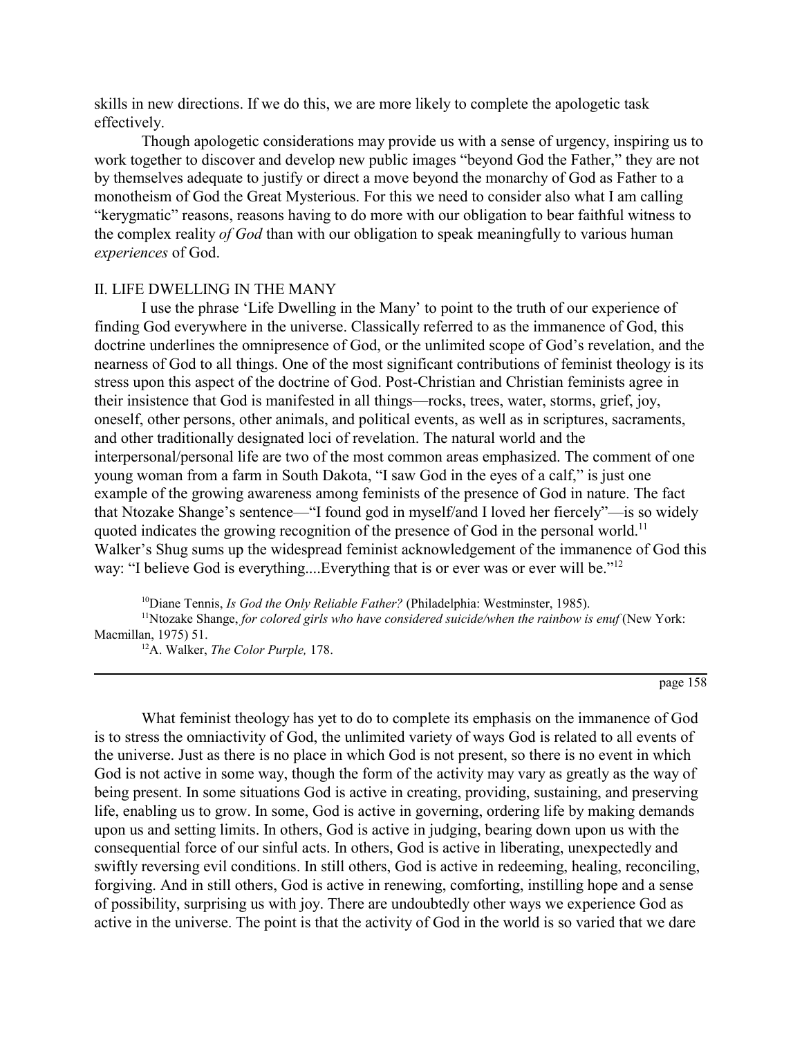skills in new directions. If we do this, we are more likely to complete the apologetic task effectively.

Though apologetic considerations may provide us with a sense of urgency, inspiring us to work together to discover and develop new public images "beyond God the Father," they are not by themselves adequate to justify or direct a move beyond the monarchy of God as Father to a monotheism of God the Great Mysterious. For this we need to consider also what I am calling "kerygmatic" reasons, reasons having to do more with our obligation to bear faithful witness to the complex reality *of God* than with our obligation to speak meaningfully to various human *experiences* of God.

## II. LIFE DWELLING IN THE MANY

I use the phrase 'Life Dwelling in the Many' to point to the truth of our experience of finding God everywhere in the universe. Classically referred to as the immanence of God, this doctrine underlines the omnipresence of God, or the unlimited scope of God's revelation, and the nearness of God to all things. One of the most significant contributions of feminist theology is its stress upon this aspect of the doctrine of God. Post-Christian and Christian feminists agree in their insistence that God is manifested in all things—rocks, trees, water, storms, grief, joy, oneself, other persons, other animals, and political events, as well as in scriptures, sacraments, and other traditionally designated loci of revelation. The natural world and the interpersonal/personal life are two of the most common areas emphasized. The comment of one young woman from a farm in South Dakota, "I saw God in the eyes of a calf," is just one example of the growing awareness among feminists of the presence of God in nature. The fact that Ntozake Shange's sentence—"I found god in myself/and I loved her fiercely"—is so widely quoted indicates the growing recognition of the presence of God in the personal world.[11] Walker's Shug sums up the widespread feminist acknowledgement of the immanence of God this way: "I believe God is everything....Everything that is or ever was or ever will be."[12]

[10] Diane Tennis, *Is God the Only Reliable Father?* (Philadelphia: Westminster, 1985).

[11] Ntozake Shange, *for colored girls who have considered suicide/when the rainbow is enuf* (New York: Macmillan, 1975) 51.

[12] A. Walker, *The Color Purple,* 178.

What feminist theology has yet to do to complete its emphasis on the immanence of God is to stress the omniactivity of God, the unlimited variety of ways God is related to all events of the universe. Just as there is no place in which God is not present, so there is no event in which God is not active in some way, though the form of the activity may vary as greatly as the way of being present. In some situations God is active in creating, providing, sustaining, and preserving life, enabling us to grow. In some, God is active in governing, ordering life by making demands upon us and setting limits. In others, God is active in judging, bearing down upon us with the consequential force of our sinful acts. In others, God is active in liberating, unexpectedly and swiftly reversing evil conditions. In still others, God is active in redeeming, healing, reconciling, forgiving. And in still others, God is active in renewing, comforting, instilling hope and a sense of possibility, surprising us with joy. There are undoubtedly other ways we experience God as active in the universe. The point is that the activity of God in the world is so varied that we dare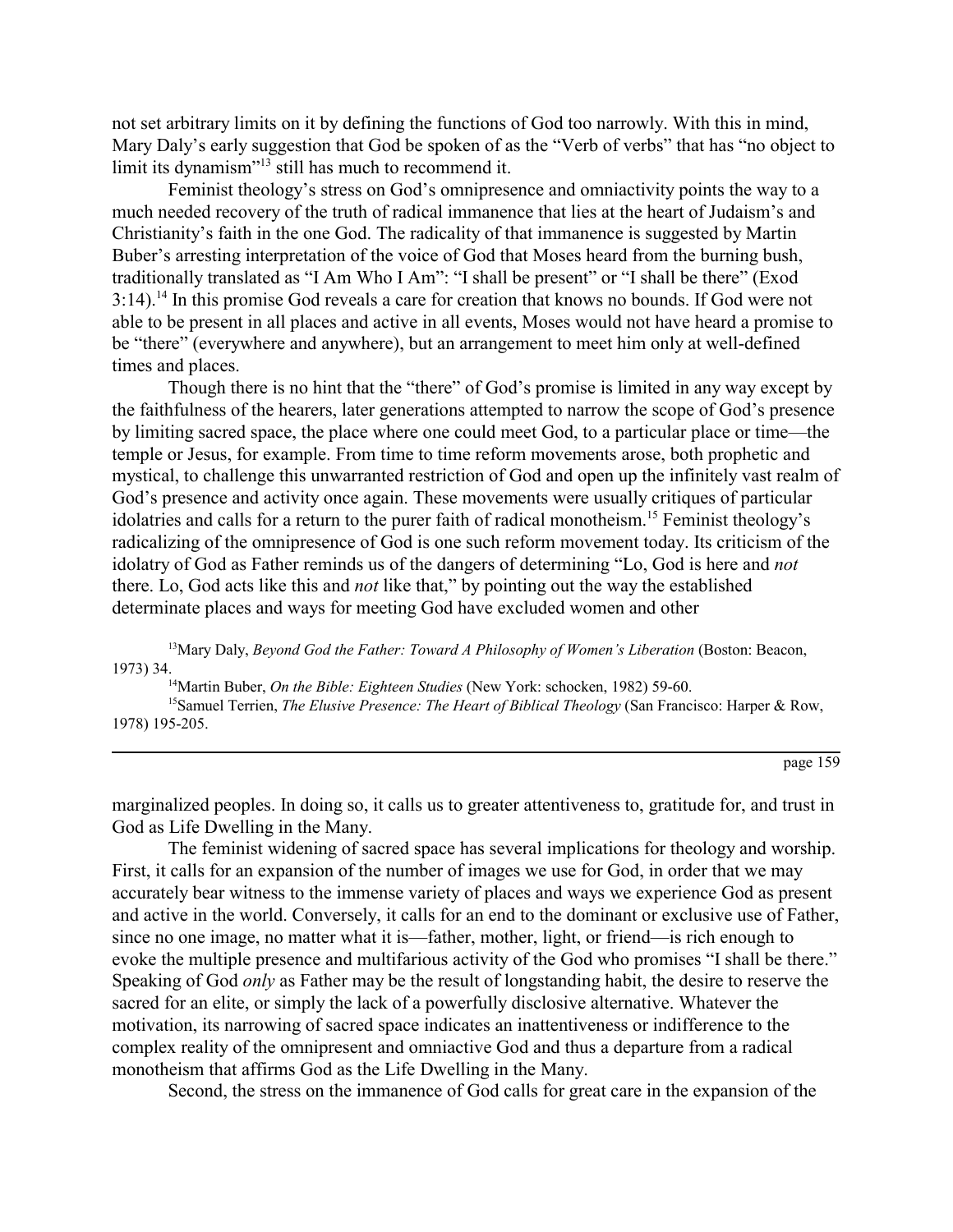not set arbitrary limits on it by defining the functions of God too narrowly. With this in mind, Mary Daly's early suggestion that God be spoken of as the "Verb of verbs" that has "no object to limit its dynamism"[13] still has much to recommend it.

Feminist theology's stress on God's omnipresence and omniactivity points the way to a much needed recovery of the truth of radical immanence that lies at the heart of Judaism's and Christianity's faith in the one God. The radicality of that immanence is suggested by Martin Buber's arresting interpretation of the voice of God that Moses heard from the burning bush, traditionally translated as "I Am Who I Am": "I shall be present" or "I shall be there" (Exod 3:14).[14] In this promise God reveals a care for creation that knows no bounds. If God were not able to be present in all places and active in all events, Moses would not have heard a promise to be "there" (everywhere and anywhere), but an arrangement to meet him only at well-defined times and places.

Though there is no hint that the "there" of God's promise is limited in any way except by the faithfulness of the hearers, later generations attempted to narrow the scope of God's presence by limiting sacred space, the place where one could meet God, to a particular place or time—the temple or Jesus, for example. From time to time reform movements arose, both prophetic and mystical, to challenge this unwarranted restriction of God and open up the infinitely vast realm of God's presence and activity once again. These movements were usually critiques of particular idolatries and calls for a return to the purer faith of radical monotheism.[15] Feminist theology's radicalizing of the omnipresence of God is one such reform movement today. Its criticism of the idolatry of God as Father reminds us of the dangers of determining "Lo, God is here and *not* there. Lo, God acts like this and *not* like that," by pointing out the way the established determinate places and ways for meeting God have excluded women and other marginalized peoples. In doing so, it calls us to greater attentiveness to, gratitude for, and trust in God as Life Dwelling in the Many.

The feminist widening of sacred space has several implications for theology and worship. First, it calls for an expansion of the number of images we use for God, in order that we may accurately bear witness to the immense variety of places and ways we experience God as present and active in the world. Conversely, it calls for an end to the dominant or exclusive use of Father, since no one image, no matter what it is—father, mother, light, or friend—is rich enough to evoke the multiple presence and multifarious activity of the God who promises "I shall be there." Speaking of God *only* as Father may be the result of longstanding habit, the desire to reserve the sacred for an elite, or simply the lack of a powerfully disclosive alternative. Whatever the motivation, its narrowing of sacred space indicates an inattentiveness or indifference to the complex reality of the omnipresent and omniactive God and thus a departure from a radical monotheism that affirms God as the Life Dwelling in the Many.

Second, the stress on the immanence of God calls for great care in the expansion of the

---

[13] Mary Daly, *Beyond God the Father: Toward A Philosophy of Women's Liberation* (Boston: Beacon, 1973) 34.

[14] Martin Buber, *On the Bible: Eighteen Studies* (New York: schocken, 1982) 59-60.

[15] Samuel Terrien, *The Elusive Presence: The Heart of Biblical Theology* (San Francisco: Harper & Row, 1978) 195-205.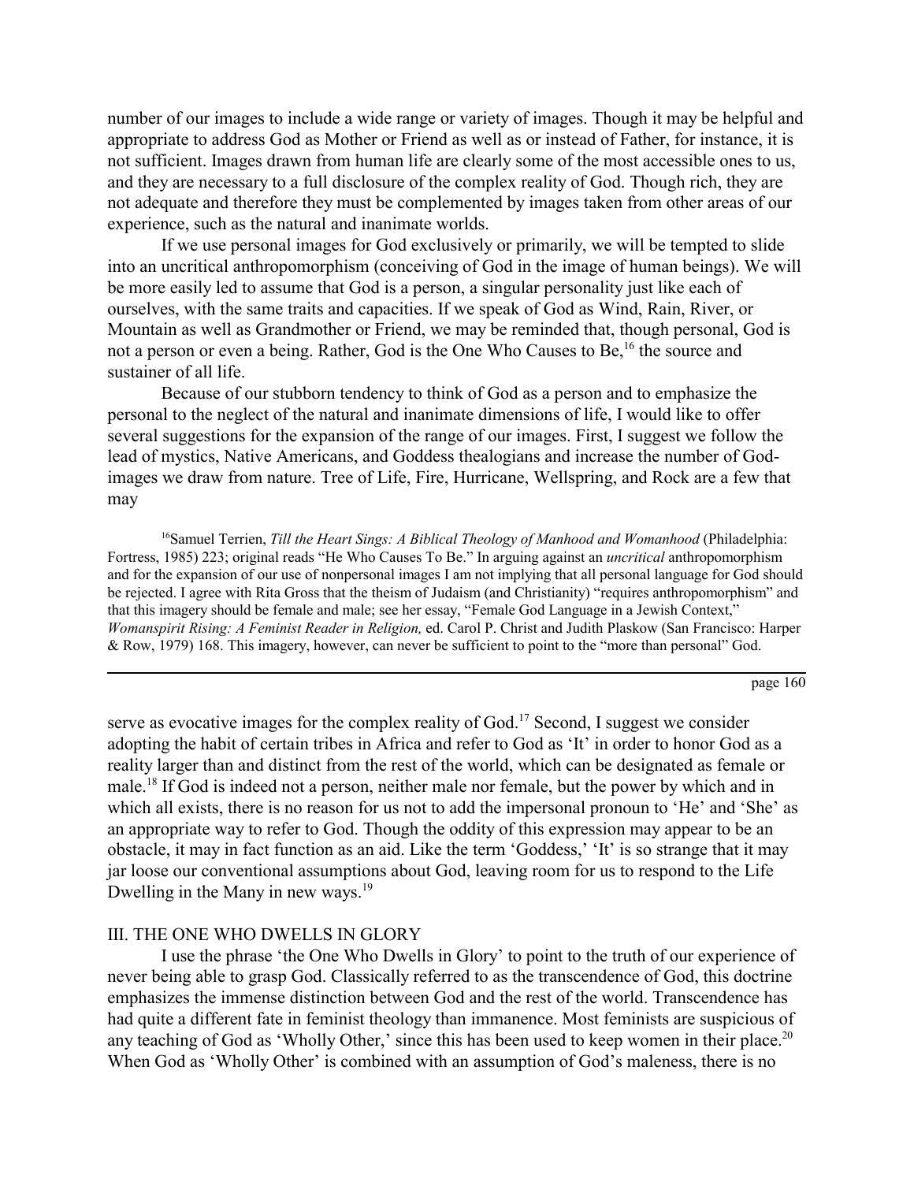number of our images to include a wide range or variety of images. Though it may be helpful and appropriate to address God as Mother or Friend as well as or instead of Father, for instance, it is not sufficient. Images drawn from human life are clearly some of the most accessible ones to us, and they are necessary to a full disclosure of the complex reality of God. Though rich, they are not adequate and therefore they must be complemented by images taken from other areas of our experience, such as the natural and inanimate worlds.

If we use personal images for God exclusively or primarily, we will be tempted to slide into an uncritical anthropomorphism (conceiving of God in the image of human beings). We will be more easily led to assume that God is a person, a singular personality just like each of ourselves, with the same traits and capacities. If we speak of God as Wind, Rain, River, or Mountain as well as Grandmother or Friend, we may be reminded that, though personal, God is not a person or even a being. Rather, God is the One Who Causes to Be,[16] the source and sustainer of all life.

Because of our stubborn tendency to think of God as a person and to emphasize the personal to the neglect of the natural and inanimate dimensions of life, I would like to offer several suggestions for the expansion of the range of our images. First, I suggest we follow the lead of mystics, Native Americans, and Goddess thealogians and increase the number of God-images we draw from nature. Tree of Life, Fire, Hurricane, Wellspring, and Rock are a few that may serve as evocative images for the complex reality of God.[17] Second, I suggest we consider adopting the habit of certain tribes in Africa and refer to God as 'It' in order to honor God as a reality larger than and distinct from the rest of the world, which can be designated as female or male.[18] If God is indeed not a person, neither male nor female, but the power by which and in which all exists, there is no reason for us not to add the impersonal pronoun to 'He' and 'She' as an appropriate way to refer to God. Though the oddity of this expression may appear to be an obstacle, it may in fact function as an aid. Like the term 'Goddess,' 'It' is so strange that it may jar loose our conventional assumptions about God, leaving room for us to respond to the Life Dwelling in the Many in new ways.[19]

## III. THE ONE WHO DWELLS IN GLORY

I use the phrase 'the One Who Dwells in Glory' to point to the truth of our experience of never being able to grasp God. Classically referred to as the transcendence of God, this doctrine emphasizes the immense distinction between God and the rest of the world. Transcendence has had quite a different fate in feminist theology than immanence. Most feminists are suspicious of any teaching of God as 'Wholly Other,' since this has been used to keep women in their place.[20] When God as 'Wholly Other' is combined with an assumption of God's maleness, there is no

---

[16]Samuel Terrien, *Till the Heart Sings: A Biblical Theology of Manhood and Womanhood* (Philadelphia: Fortress, 1985) 223; original reads "He Who Causes To Be." In arguing against an *uncritical* anthropomorphism and for the expansion of our use of nonpersonal images I am not implying that all personal language for God should be rejected. I agree with Rita Gross that the theism of Judaism (and Christianity) "requires anthropomorphism" and that this imagery should be female and male; see her essay, "Female God Language in a Jewish Context," *Womanspirit Rising: A Feminist Reader in Religion,* ed. Carol P. Christ and Judith Plaskow (San Francisco: Harper & Row, 1979) 168. This imagery, however, can never be sufficient to point to the "more than personal" God.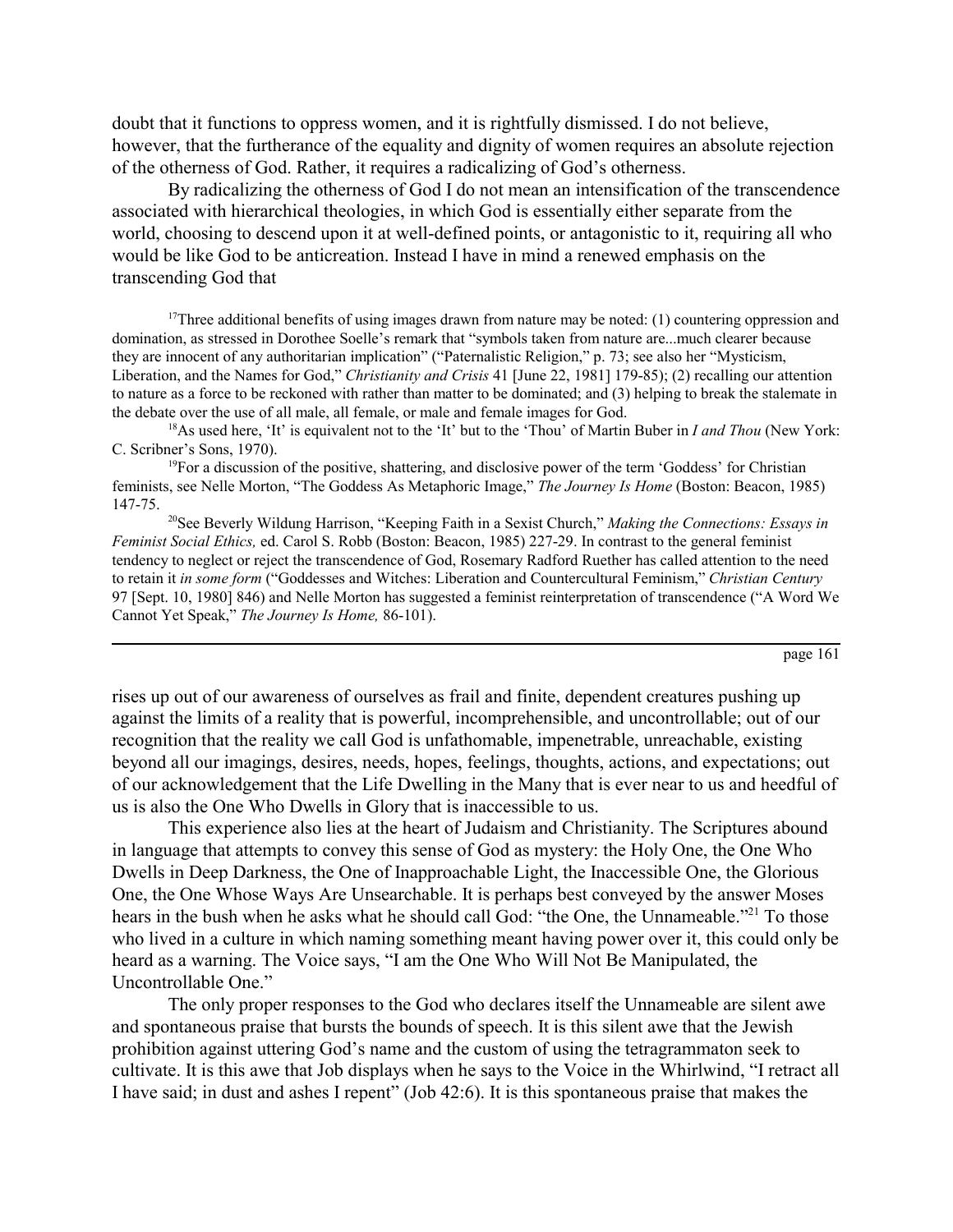doubt that it functions to oppress women, and it is rightfully dismissed. I do not believe, however, that the furtherance of the equality and dignity of women requires an absolute rejection of the otherness of God. Rather, it requires a radicalizing of God's otherness.

By radicalizing the otherness of God I do not mean an intensification of the transcendence associated with hierarchical theologies, in which God is essentially either separate from the world, choosing to descend upon it at well-defined points, or antagonistic to it, requiring all who would be like God to be anticreation. Instead I have in mind a renewed emphasis on the transcending God that

[17]Three additional benefits of using images drawn from nature may be noted: (1) countering oppression and domination, as stressed in Dorothee Soelle's remark that "symbols taken from nature are...much clearer because they are innocent of any authoritarian implication" ("Paternalistic Religion," p. 73; see also her "Mysticism, Liberation, and the Names for God," *Christianity and Crisis* 41 [June 22, 1981] 179-85); (2) recalling our attention to nature as a force to be reckoned with rather than matter to be dominated; and (3) helping to break the stalemate in the debate over the use of all male, all female, or male and female images for God.

[18]As used here, 'It' is equivalent not to the 'It' but to the 'Thou' of Martin Buber in *I and Thou* (New York: C. Scribner's Sons, 1970).

[19]For a discussion of the positive, shattering, and disclosive power of the term 'Goddess' for Christian feminists, see Nelle Morton, "The Goddess As Metaphoric Image," *The Journey Is Home* (Boston: Beacon, 1985) 147-75.

[20]See Beverly Wildung Harrison, "Keeping Faith in a Sexist Church," *Making the Connections: Essays in Feminist Social Ethics,* ed. Carol S. Robb (Boston: Beacon, 1985) 227-29. In contrast to the general feminist tendency to neglect or reject the transcendence of God, Rosemary Radford Ruether has called attention to the need to retain it *in some form* ("Goddesses and Witches: Liberation and Countercultural Feminism," *Christian Century* 97 [Sept. 10, 1980] 846) and Nelle Morton has suggested a feminist reinterpretation of transcendence ("A Word We Cannot Yet Speak," *The Journey Is Home,* 86-101).

rises up out of our awareness of ourselves as frail and finite, dependent creatures pushing up against the limits of a reality that is powerful, incomprehensible, and uncontrollable; out of our recognition that the reality we call God is unfathomable, impenetrable, unreachable, existing beyond all our imagings, desires, needs, hopes, feelings, thoughts, actions, and expectations; out of our acknowledgement that the Life Dwelling in the Many that is ever near to us and heedful of us is also the One Who Dwells in Glory that is inaccessible to us.

This experience also lies at the heart of Judaism and Christianity. The Scriptures abound in language that attempts to convey this sense of God as mystery: the Holy One, the One Who Dwells in Deep Darkness, the One of Inapproachable Light, the Inaccessible One, the Glorious One, the One Whose Ways Are Unsearchable. It is perhaps best conveyed by the answer Moses hears in the bush when he asks what he should call God: "the One, the Unnameable."[21] To those who lived in a culture in which naming something meant having power over it, this could only be heard as a warning. The Voice says, "I am the One Who Will Not Be Manipulated, the Uncontrollable One."

The only proper responses to the God who declares itself the Unnameable are silent awe and spontaneous praise that bursts the bounds of speech. It is this silent awe that the Jewish prohibition against uttering God's name and the custom of using the tetragrammaton seek to cultivate. It is this awe that Job displays when he says to the Voice in the Whirlwind, "I retract all I have said; in dust and ashes I repent" (Job 42:6). It is this spontaneous praise that makes the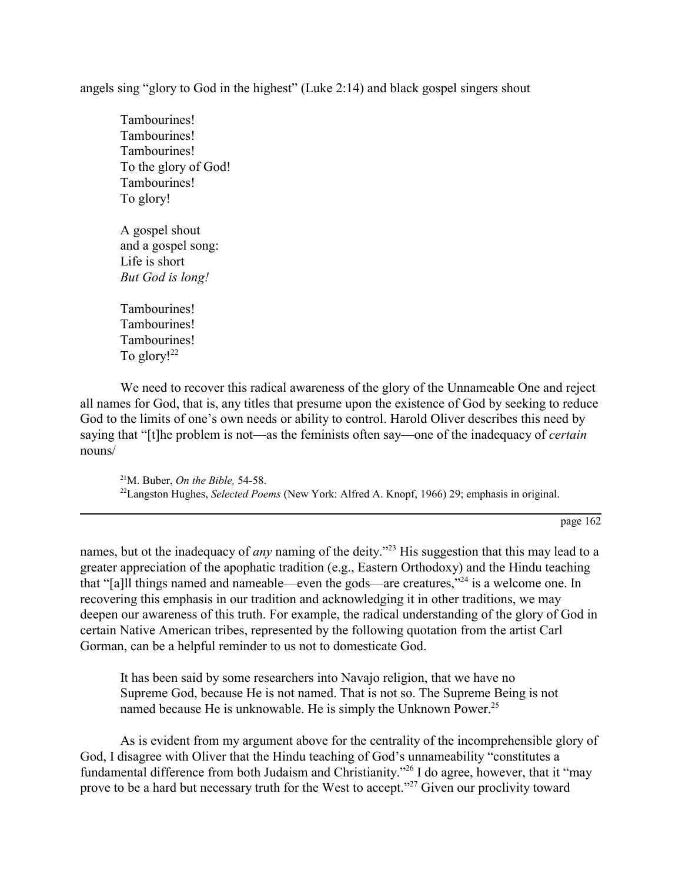angels sing "glory to God in the highest" (Luke 2:14) and black gospel singers shout

> Tambourines!
> Tambourines!
> Tambourines!
> To the glory of God!
> Tambourines!
> To glory!
>
> A gospel shout
> and a gospel song:
> Life is short
> *But God is long!*
>
> Tambourines!
> Tambourines!
> Tambourines!
> To glory![22]

We need to recover this radical awareness of the glory of the Unnameable One and reject all names for God, that is, any titles that presume upon the existence of God by seeking to reduce God to the limits of one's own needs or ability to control. Harold Oliver describes this need by saying that "[t]he problem is not—as the feminists often say—one of the inadequacy of *certain* nouns/

[21]M. Buber, *On the Bible,* 54-58.
[22]Langston Hughes, *Selected Poems* (New York: Alfred A. Knopf, 1966) 29; emphasis in original.

---

names, but ot the inadequacy of *any* naming of the deity."[23] His suggestion that this may lead to a greater appreciation of the apophatic tradition (e.g., Eastern Orthodoxy) and the Hindu teaching that "[a]ll things named and nameable—even the gods—are creatures,"[24] is a welcome one. In recovering this emphasis in our tradition and acknowledging it in other traditions, we may deepen our awareness of this truth. For example, the radical understanding of the glory of God in certain Native American tribes, represented by the following quotation from the artist Carl Gorman, can be a helpful reminder to us not to domesticate God.

> It has been said by some researchers into Navajo religion, that we have no Supreme God, because He is not named. That is not so. The Supreme Being is not named because He is unknowable. He is simply the Unknown Power.[25]

As is evident from my argument above for the centrality of the incomprehensible glory of God, I disagree with Oliver that the Hindu teaching of God's unnameability "constitutes a fundamental difference from both Judaism and Christianity."[26] I do agree, however, that it "may prove to be a hard but necessary truth for the West to accept."[27] Given our proclivity toward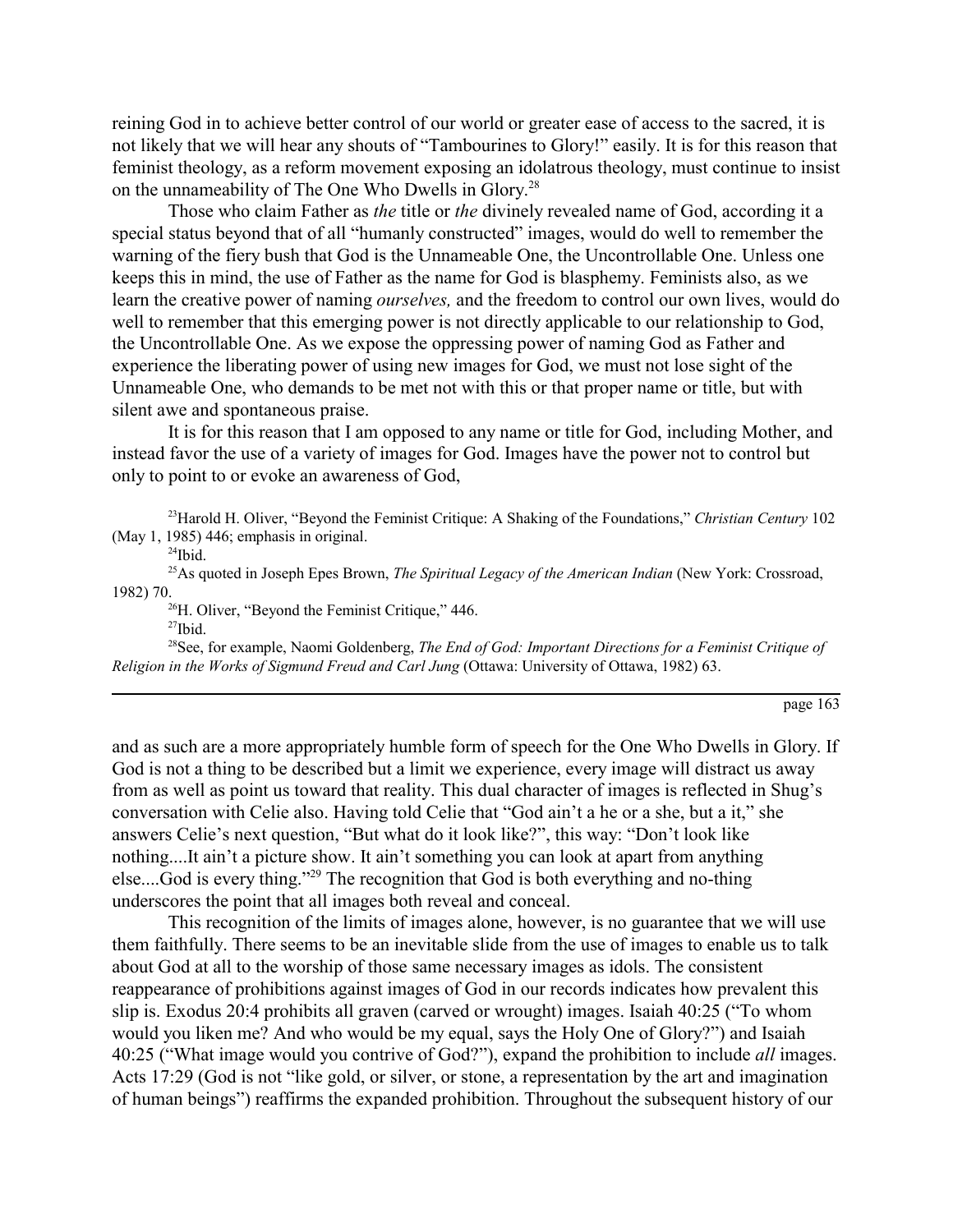reining God in to achieve better control of our world or greater ease of access to the sacred, it is not likely that we will hear any shouts of "Tambourines to Glory!" easily. It is for this reason that feminist theology, as a reform movement exposing an idolatrous theology, must continue to insist on the unnameability of The One Who Dwells in Glory.[28]

Those who claim Father as *the* title or *the* divinely revealed name of God, according it a special status beyond that of all "humanly constructed" images, would do well to remember the warning of the fiery bush that God is the Unnameable One, the Uncontrollable One. Unless one keeps this in mind, the use of Father as the name for God is blasphemy. Feminists also, as we learn the creative power of naming *ourselves,* and the freedom to control our own lives, would do well to remember that this emerging power is not directly applicable to our relationship to God, the Uncontrollable One. As we expose the oppressing power of naming God as Father and experience the liberating power of using new images for God, we must not lose sight of the Unnameable One, who demands to be met not with this or that proper name or title, but with silent awe and spontaneous praise.

It is for this reason that I am opposed to any name or title for God, including Mother, and instead favor the use of a variety of images for God. Images have the power not to control but only to point to or evoke an awareness of God,

[23]Harold H. Oliver, "Beyond the Feminist Critique: A Shaking of the Foundations," *Christian Century* 102 (May 1, 1985) 446; emphasis in original.

[24]Ibid.

[25]As quoted in Joseph Epes Brown, *The Spiritual Legacy of the American Indian* (New York: Crossroad, 1982) 70.

[26]H. Oliver, "Beyond the Feminist Critique," 446.

[27]Ibid.

[28]See, for example, Naomi Goldenberg, *The End of God: Important Directions for a Feminist Critique of Religion in the Works of Sigmund Freud and Carl Jung* (Ottawa: University of Ottawa, 1982) 63.

and as such are a more appropriately humble form of speech for the One Who Dwells in Glory. If God is not a thing to be described but a limit we experience, every image will distract us away from as well as point us toward that reality. This dual character of images is reflected in Shug's conversation with Celie also. Having told Celie that "God ain't a he or a she, but a it," she answers Celie's next question, "But what do it look like?", this way: "Don't look like nothing....It ain't a picture show. It ain't something you can look at apart from anything else....God is every thing."[29] The recognition that God is both everything and no-thing underscores the point that all images both reveal and conceal.

This recognition of the limits of images alone, however, is no guarantee that we will use them faithfully. There seems to be an inevitable slide from the use of images to enable us to talk about God at all to the worship of those same necessary images as idols. The consistent reappearance of prohibitions against images of God in our records indicates how prevalent this slip is. Exodus 20:4 prohibits all graven (carved or wrought) images. Isaiah 40:25 ("To whom would you liken me? And who would be my equal, says the Holy One of Glory?") and Isaiah 40:25 ("What image would you contrive of God?"), expand the prohibition to include *all* images. Acts 17:29 (God is not "like gold, or silver, or stone, a representation by the art and imagination of human beings") reaffirms the expanded prohibition. Throughout the subsequent history of our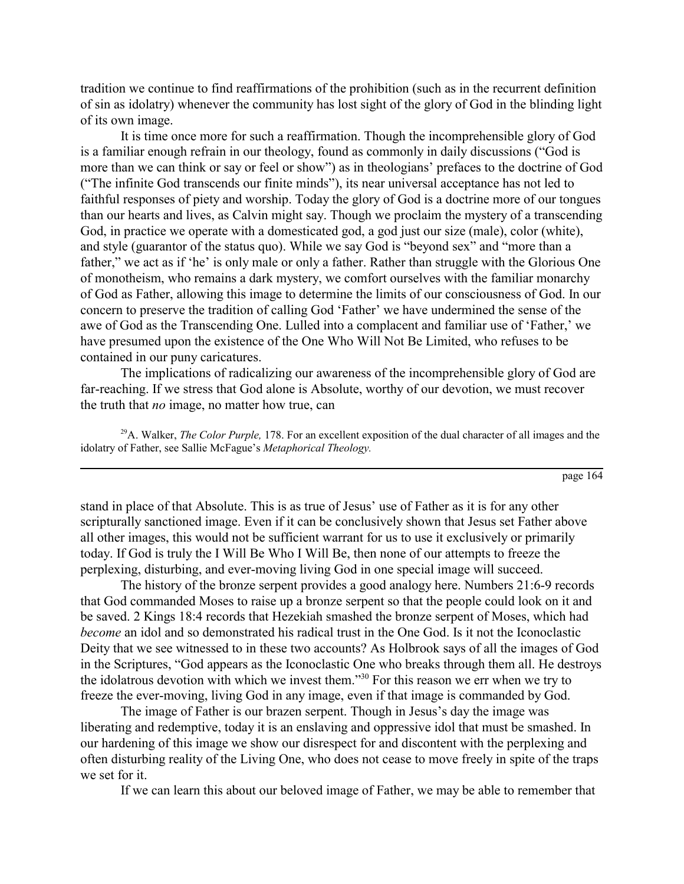tradition we continue to find reaffirmations of the prohibition (such as in the recurrent definition of sin as idolatry) whenever the community has lost sight of the glory of God in the blinding light of its own image.

It is time once more for such a reaffirmation. Though the incomprehensible glory of God is a familiar enough refrain in our theology, found as commonly in daily discussions ("God is more than we can think or say or feel or show") as in theologians' prefaces to the doctrine of God ("The infinite God transcends our finite minds"), its near universal acceptance has not led to faithful responses of piety and worship. Today the glory of God is a doctrine more of our tongues than our hearts and lives, as Calvin might say. Though we proclaim the mystery of a transcending God, in practice we operate with a domesticated god, a god just our size (male), color (white), and style (guarantor of the status quo). While we say God is "beyond sex" and "more than a father," we act as if 'he' is only male or only a father. Rather than struggle with the Glorious One of monotheism, who remains a dark mystery, we comfort ourselves with the familiar monarchy of God as Father, allowing this image to determine the limits of our consciousness of God. In our concern to preserve the tradition of calling God 'Father' we have undermined the sense of the awe of God as the Transcending One. Lulled into a complacent and familiar use of 'Father,' we have presumed upon the existence of the One Who Will Not Be Limited, who refuses to be contained in our puny caricatures.

The implications of radicalizing our awareness of the incomprehensible glory of God are far-reaching. If we stress that God alone is Absolute, worthy of our devotion, we must recover the truth that *no* image, no matter how true, can stand in place of that Absolute. This is as true of Jesus' use of Father as it is for any other scripturally sanctioned image. Even if it can be conclusively shown that Jesus set Father above all other images, this would not be sufficient warrant for us to use it exclusively or primarily today. If God is truly the I Will Be Who I Will Be, then none of our attempts to freeze the perplexing, disturbing, and ever-moving living God in one special image will succeed.

The history of the bronze serpent provides a good analogy here. Numbers 21:6-9 records that God commanded Moses to raise up a bronze serpent so that the people could look on it and be saved. 2 Kings 18:4 records that Hezekiah smashed the bronze serpent of Moses, which had *become* an idol and so demonstrated his radical trust in the One God. Is it not the Iconoclastic Deity that we see witnessed to in these two accounts? As Holbrook says of all the images of God in the Scriptures, "God appears as the Iconoclastic One who breaks through them all. He destroys the idolatrous devotion with which we invest them."[30] For this reason we err when we try to freeze the ever-moving, living God in any image, even if that image is commanded by God.

The image of Father is our brazen serpent. Though in Jesus's day the image was liberating and redemptive, today it is an enslaving and oppressive idol that must be smashed. In our hardening of this image we show our disrespect for and discontent with the perplexing and often disturbing reality of the Living One, who does not cease to move freely in spite of the traps we set for it.

If we can learn this about our beloved image of Father, we may be able to remember that

[29] A. Walker, *The Color Purple,* 178. For an excellent exposition of the dual character of all images and the idolatry of Father, see Sallie McFague's *Metaphorical Theology.*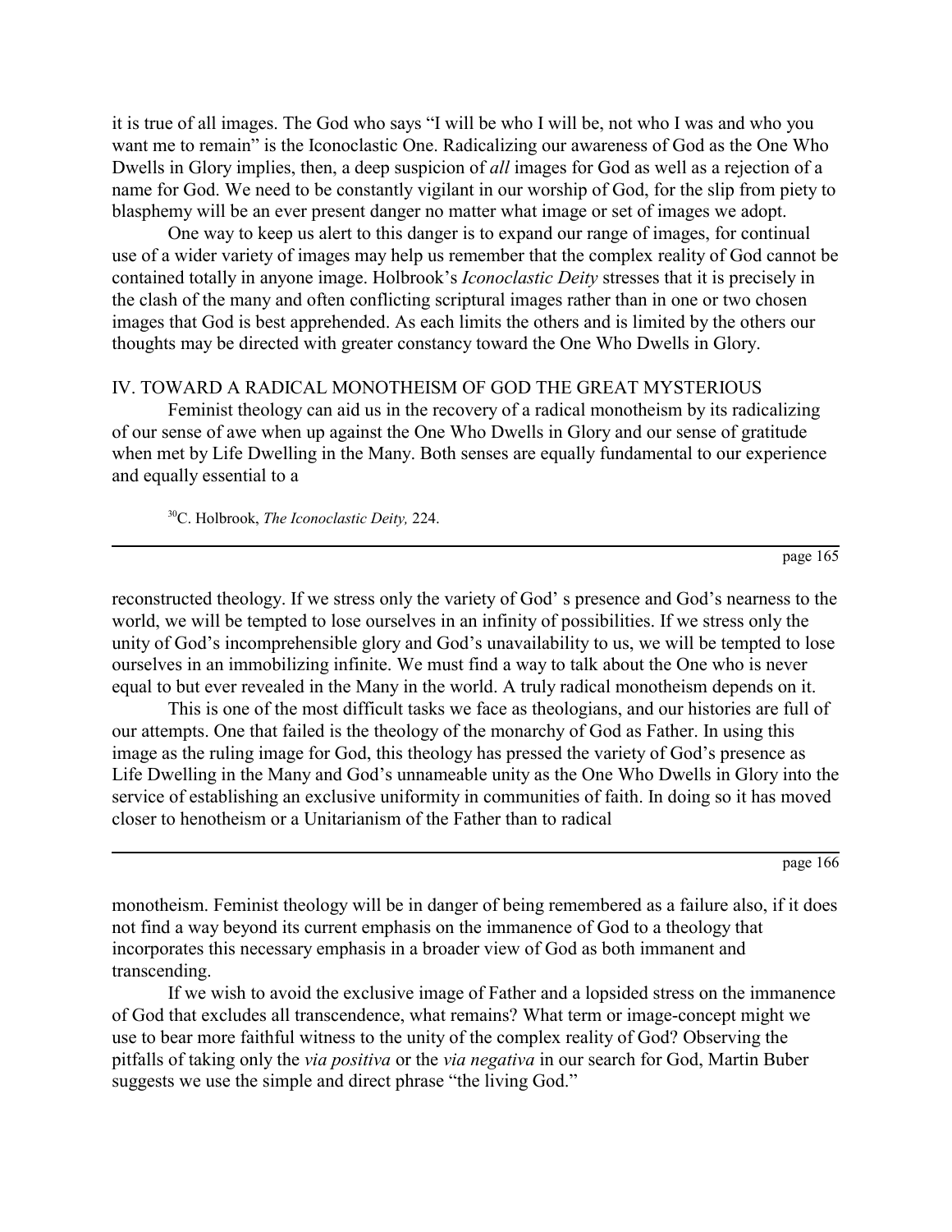it is true of all images. The God who says "I will be who I will be, not who I was and who you want me to remain" is the Iconoclastic One. Radicalizing our awareness of God as the One Who Dwells in Glory implies, then, a deep suspicion of *all* images for God as well as a rejection of a name for God. We need to be constantly vigilant in our worship of God, for the slip from piety to blasphemy will be an ever present danger no matter what image or set of images we adopt.

One way to keep us alert to this danger is to expand our range of images, for continual use of a wider variety of images may help us remember that the complex reality of God cannot be contained totally in anyone image. Holbrook's *Iconoclastic Deity* stresses that it is precisely in the clash of the many and often conflicting scriptural images rather than in one or two chosen images that God is best apprehended. As each limits the others and is limited by the others our thoughts may be directed with greater constancy toward the One Who Dwells in Glory.

## IV. TOWARD A RADICAL MONOTHEISM OF GOD THE GREAT MYSTERIOUS

Feminist theology can aid us in the recovery of a radical monotheism by its radicalizing of our sense of awe when up against the One Who Dwells in Glory and our sense of gratitude when met by Life Dwelling in the Many. Both senses are equally fundamental to our experience and equally essential to a reconstructed theology. If we stress only the variety of God' s presence and God's nearness to the world, we will be tempted to lose ourselves in an infinity of possibilities. If we stress only the unity of God's incomprehensible glory and God's unavailability to us, we will be tempted to lose ourselves in an immobilizing infinite. We must find a way to talk about the One who is never equal to but ever revealed in the Many in the world. A truly radical monotheism depends on it.

This is one of the most difficult tasks we face as theologians, and our histories are full of our attempts. One that failed is the theology of the monarchy of God as Father. In using this image as the ruling image for God, this theology has pressed the variety of God's presence as Life Dwelling in the Many and God's unnameable unity as the One Who Dwells in Glory into the service of establishing an exclusive uniformity in communities of faith. In doing so it has moved closer to henotheism or a Unitarianism of the Father than to radical monotheism. Feminist theology will be in danger of being remembered as a failure also, if it does not find a way beyond its current emphasis on the immanence of God to a theology that incorporates this necessary emphasis in a broader view of God as both immanent and transcending.

If we wish to avoid the exclusive image of Father and a lopsided stress on the immanence of God that excludes all transcendence, what remains? What term or image-concept might we use to bear more faithful witness to the unity of the complex reality of God? Observing the pitfalls of taking only the *via positiva* or the *via negativa* in our search for God, Martin Buber suggests we use the simple and direct phrase "the living God."

[30] C. Holbrook, *The Iconoclastic Deity,* 224.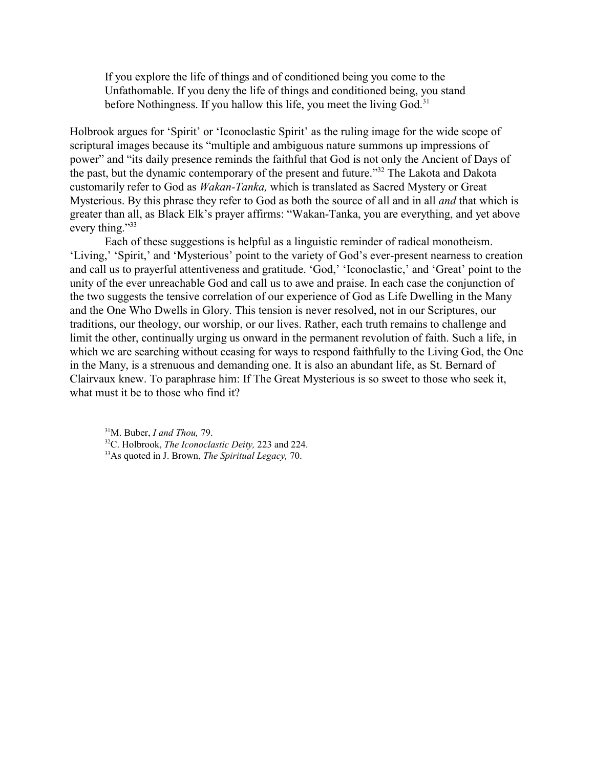> If you explore the life of things and of conditioned being you come to the Unfathomable. If you deny the life of things and conditioned being, you stand before Nothingness. If you hallow this life, you meet the living God.[31]

Holbrook argues for 'Spirit' or 'Iconoclastic Spirit' as the ruling image for the wide scope of scriptural images because its "multiple and ambiguous nature summons up impressions of power" and "its daily presence reminds the faithful that God is not only the Ancient of Days of the past, but the dynamic contemporary of the present and future."[32] The Lakota and Dakota customarily refer to God as *Wakan-Tanka,* which is translated as Sacred Mystery or Great Mysterious. By this phrase they refer to God as both the source of all and in all *and* that which is greater than all, as Black Elk's prayer affirms: "Wakan-Tanka, you are everything, and yet above every thing."[33]

Each of these suggestions is helpful as a linguistic reminder of radical monotheism. 'Living,' 'Spirit,' and 'Mysterious' point to the variety of God's ever-present nearness to creation and call us to prayerful attentiveness and gratitude. 'God,' 'Iconoclastic,' and 'Great' point to the unity of the ever unreachable God and call us to awe and praise. In each case the conjunction of the two suggests the tensive correlation of our experience of God as Life Dwelling in the Many and the One Who Dwells in Glory. This tension is never resolved, not in our Scriptures, our traditions, our theology, our worship, or our lives. Rather, each truth remains to challenge and limit the other, continually urging us onward in the permanent revolution of faith. Such a life, in which we are searching without ceasing for ways to respond faithfully to the Living God, the One in the Many, is a strenuous and demanding one. It is also an abundant life, as St. Bernard of Clairvaux knew. To paraphrase him: If The Great Mysterious is so sweet to those who seek it, what must it be to those who find it?

[31] M. Buber, *I and Thou,* 79.
[32] C. Holbrook, *The Iconoclastic Deity,* 223 and 224.
[33] As quoted in J. Brown, *The Spiritual Legacy,* 70.